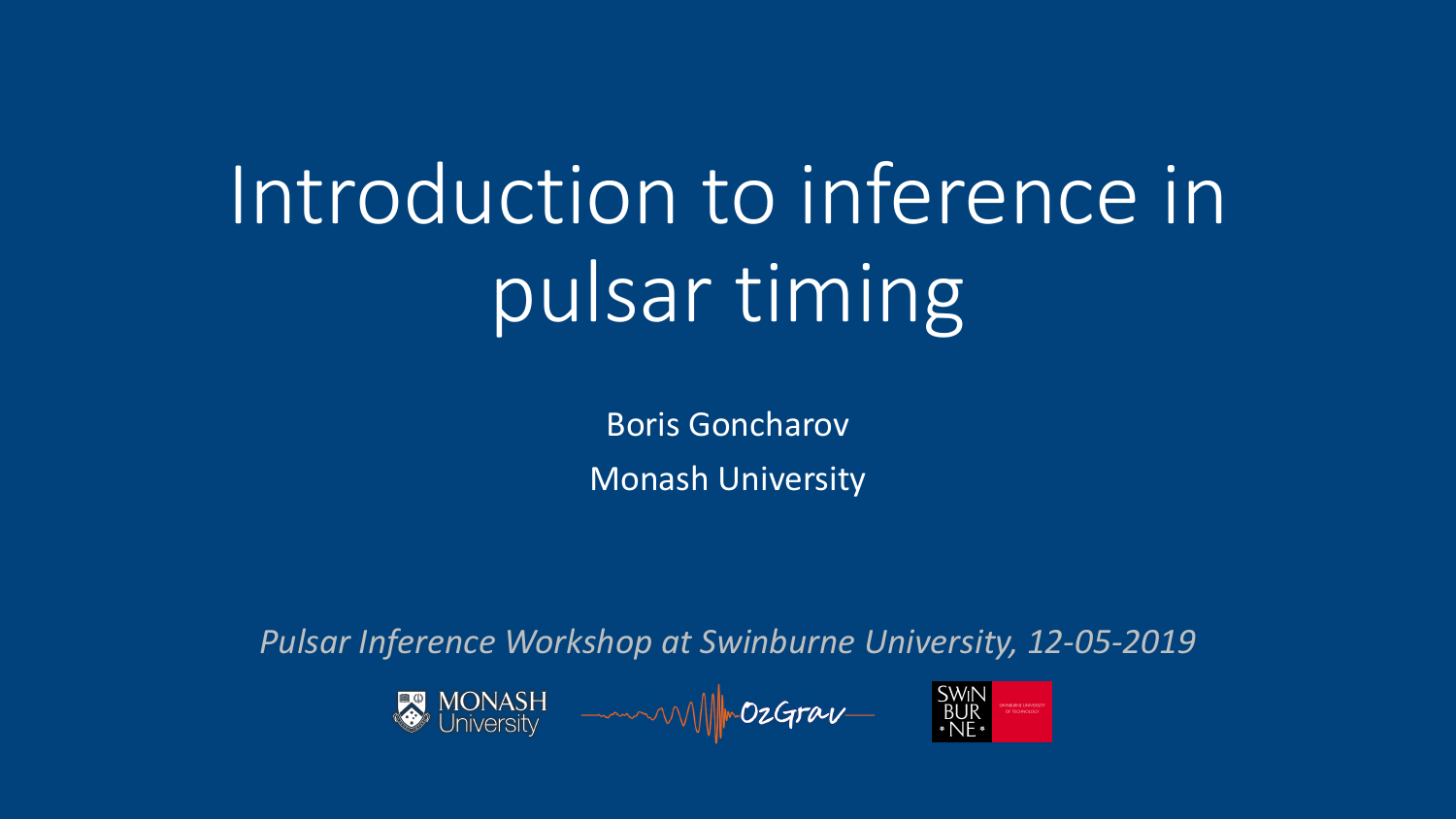# Introduction to inference in pulsar timing

Boris Goncharov

Monash University

*Pulsar Inference Workshop at Swinburne University, 12-05-2019*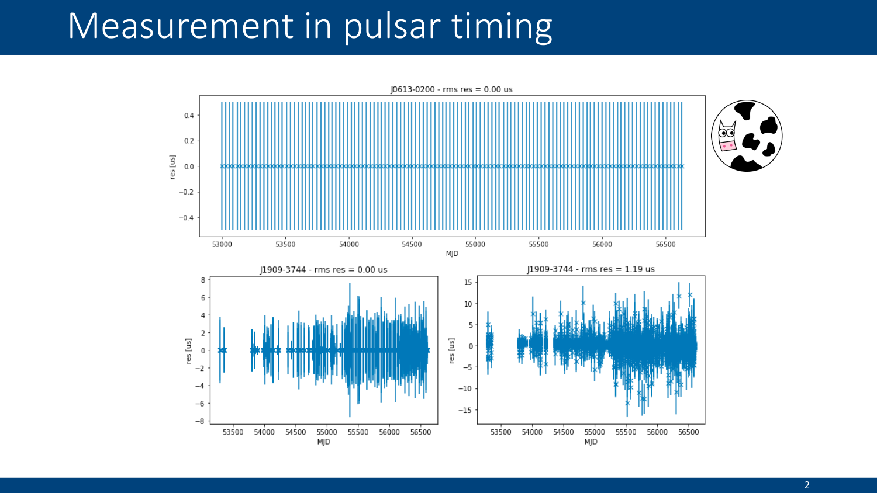# Measurement in pulsar timing

J0613-0200 - rms res = 0.00 us

J1909-3744 - rms res = 0.00 us

J1909-3744 - rms res = 1.19 us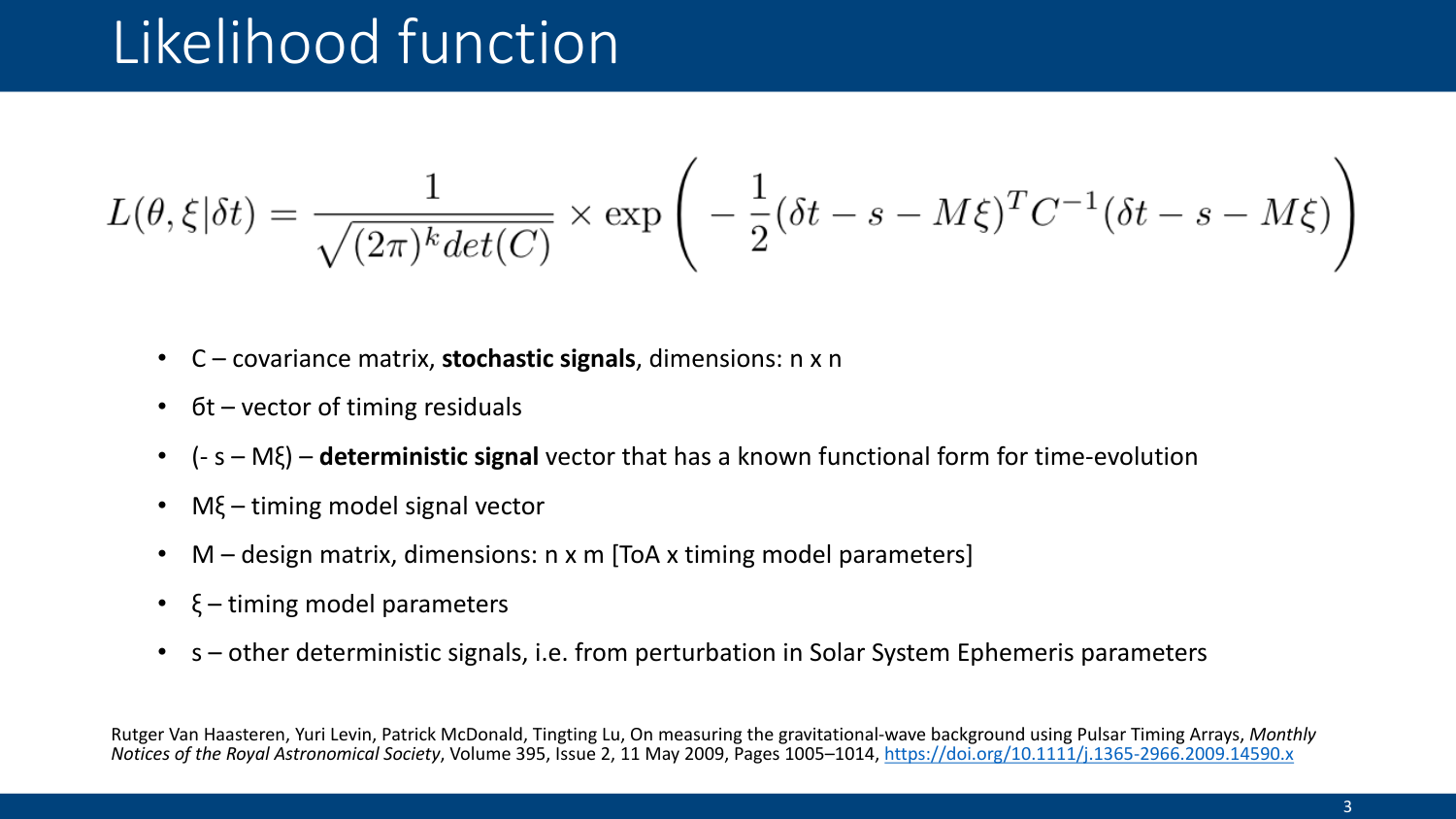# Likelihood function

$$L(\theta, \xi | \delta t) = \frac{1}{\sqrt{(2\pi)^k det(C)}} \times \exp\left( -\frac{1}{2}(\delta t - s - M\xi)^T C^{-1} (\delta t - s - M\xi) \right)$$

- C – covariance matrix, **stochastic signals**, dimensions: n x n
- бt – vector of timing residuals
- (- s – Mξ) – **deterministic signal** vector that has a known functional form for time-evolution
- Mξ – timing model signal vector
- M – design matrix, dimensions: n x m [ToA x timing model parameters]
- ξ – timing model parameters
- s – other deterministic signals, i.e. from perturbation in Solar System Ephemeris parameters

Rutger Van Haasteren, Yuri Levin, Patrick McDonald, Tingting Lu, On measuring the gravitational-wave background using Pulsar Timing Arrays, *Monthly Notices of the Royal Astronomical Society*, Volume 395, Issue 2, 11 May 2009, Pages 1005–1014, https://doi.org/10.1111/j.1365-2966.2009.14590.x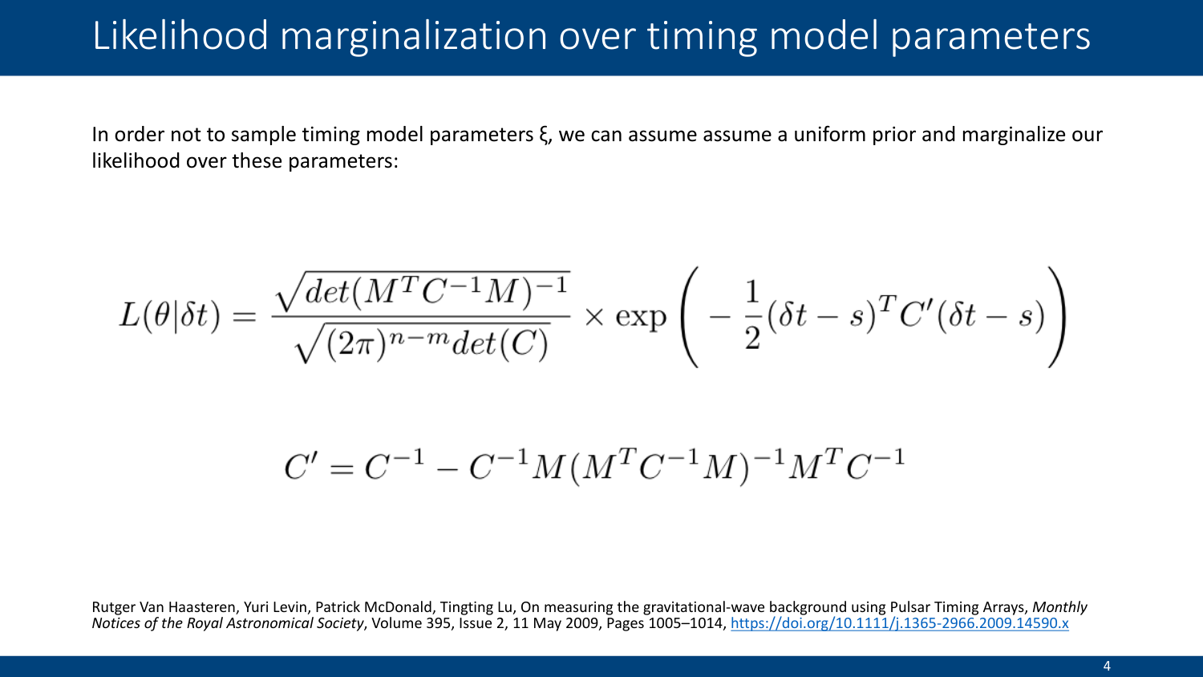# Likelihood marginalization over timing model parameters

In order not to sample timing model parameters ξ, we can assume assume a uniform prior and marginalize our likelihood over these parameters:

$$L(\theta|\delta t) = \frac{\sqrt{det(M^T C^{-1} M)^{-1}}}{\sqrt{(2\pi)^{n-m} det(C)}} \times \exp\left( -\frac{1}{2}(\delta t - s)^T C' (\delta t - s) \right)$$

$$C' = C^{-1} - C^{-1} M (M^T C^{-1} M)^{-1} M^T C^{-1}$$

Rutger Van Haasteren, Yuri Levin, Patrick McDonald, Tingting Lu, On measuring the gravitational-wave background using Pulsar Timing Arrays, *Monthly Notices of the Royal Astronomical Society*, Volume 395, Issue 2, 11 May 2009, Pages 1005–1014, https://doi.org/10.1111/j.1365-2966.2009.14590.x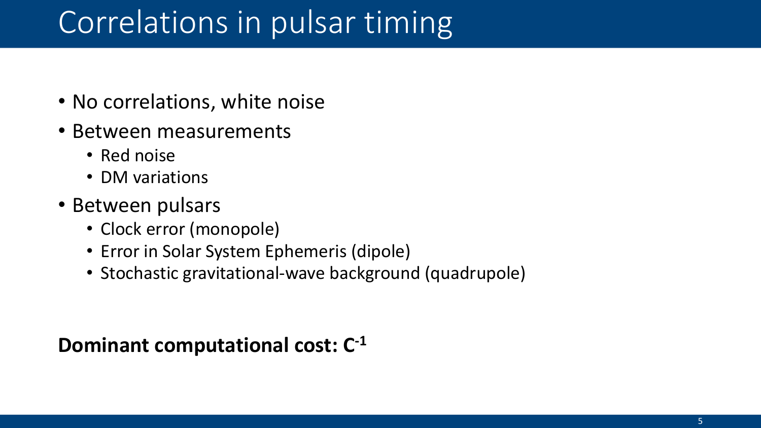# Correlations in pulsar timing

- No correlations, white noise
- Between measurements
  - Red noise
  - DM variations
- Between pulsars
  - Clock error (monopole)
  - Error in Solar System Ephemeris (dipole)
  - Stochastic gravitational-wave background (quadrupole)

**Dominant computational cost: $C^{-1}$**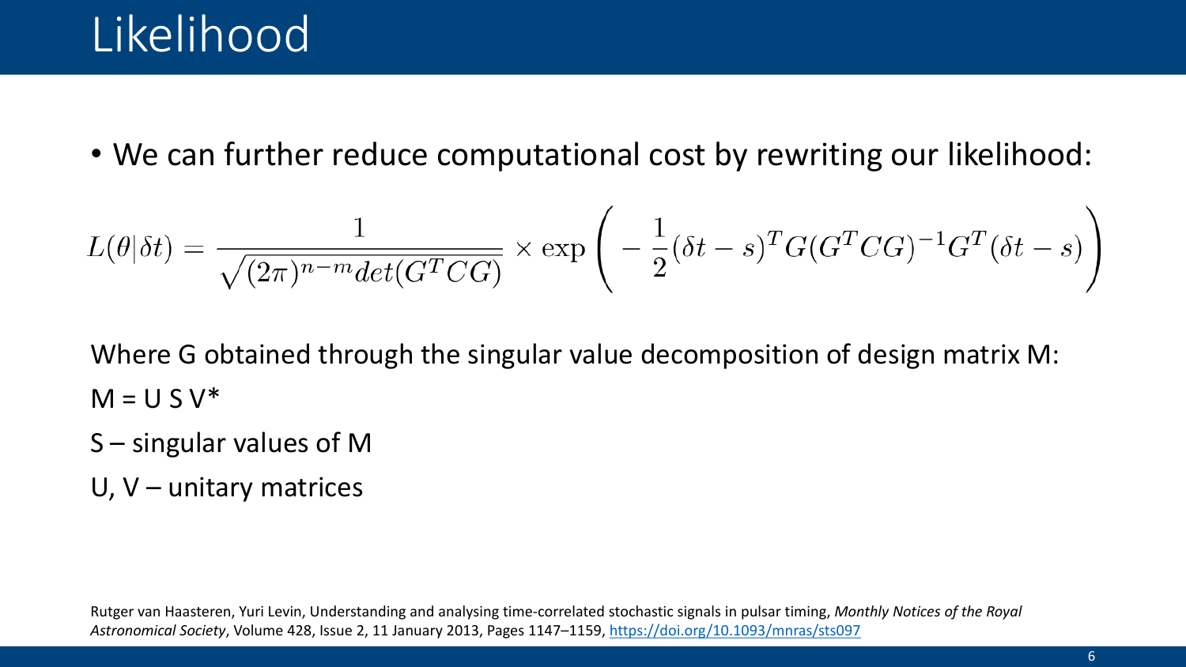# Likelihood

- We can further reduce computational cost by rewriting our likelihood:

$$L(\theta|\delta t) = \frac{1}{\sqrt{(2\pi)^{n-m} det(G^T C G)}} \times \exp\left( -\frac{1}{2}(\delta t - s)^T G (G^T C G)^{-1} G^T (\delta t - s) \right)$$

Where G obtained through the singular value decomposition of design matrix M:

M = U S V*

S – singular values of M

U, V – unitary matrices

Rutger van Haasteren, Yuri Levin, Understanding and analysing time-correlated stochastic signals in pulsar timing, *Monthly Notices of the Royal Astronomical Society*, Volume 428, Issue 2, 11 January 2013, Pages 1147–1159, https://doi.org/10.1093/mnras/sts097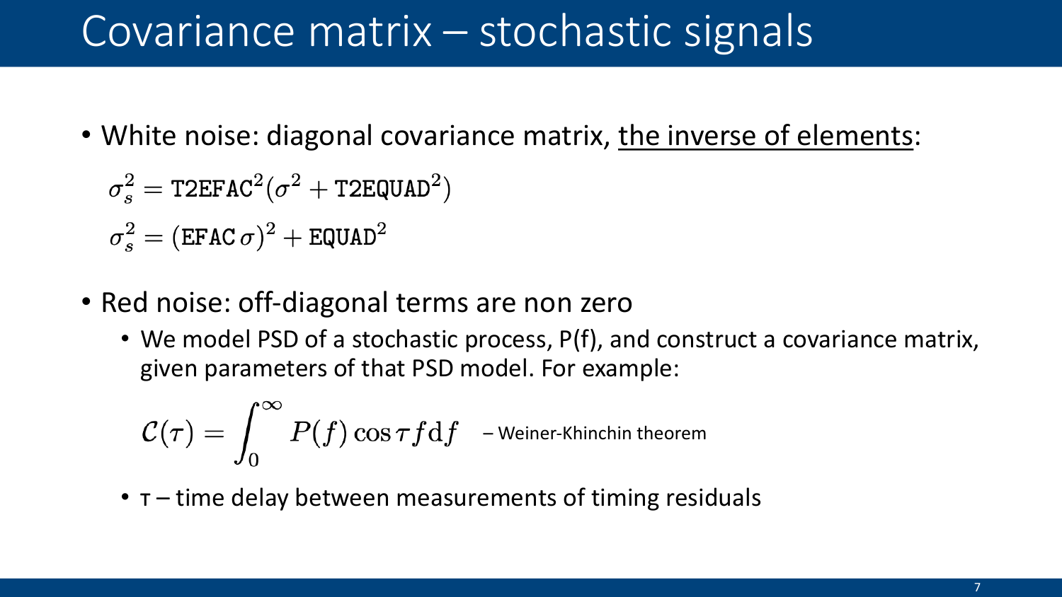# Covariance matrix – stochastic signals

- White noise: diagonal covariance matrix, <u>the inverse of elements</u>:

$$\sigma_s^2 = \texttt{T2EFAC}^2(\sigma^2 + \texttt{T2EQUAD}^2)$$

$$\sigma_s^2 = (\texttt{EFAC}\,\sigma)^2 + \texttt{EQUAD}^2$$

- Red noise: off-diagonal terms are non zero
  - We model PSD of a stochastic process, P(f), and construct a covariance matrix, given parameters of that PSD model. For example:

$$\mathcal{C}(\tau) = \int_0^\infty P(f) \cos \tau f \mathrm{d}f$$ – Weiner-Khinchin theorem

  - τ – time delay between measurements of timing residuals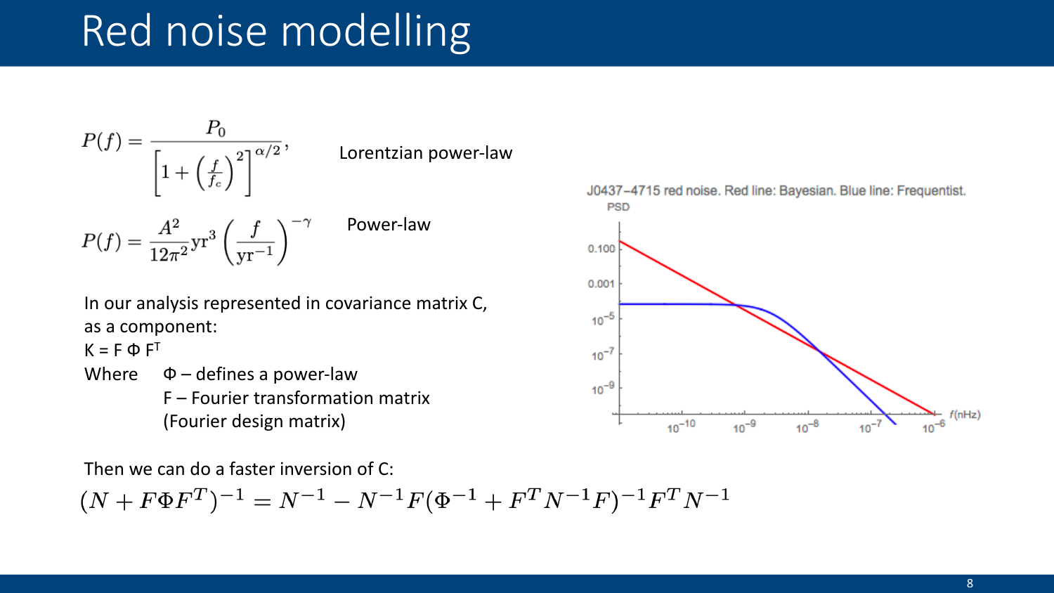# Red noise modelling

$$P(f) = \frac{P_0}{\left[1 + \left(\frac{f}{f_c}\right)^2\right]^{\alpha/2}},$$

Lorentzian power-law

$$P(f) = \frac{A^2}{12\pi^2}\mathrm{yr}^3 \left(\frac{f}{\mathrm{yr}^{-1}}\right)^{-\gamma}$$

Power-law

In our analysis represented in covariance matrix C, as a component:

$K = F \Phi F^T$

Where $\Phi$ – defines a power-law

F – Fourier transformation matrix (Fourier design matrix)

J0437−4715 red noise. Red line: Bayesian. Blue line: Frequentist.

Then we can do a faster inversion of C:

$$(N + F\Phi F^T)^{-1} = N^{-1} - N^{-1}F(\Phi^{-1} + F^T N^{-1} F)^{-1} F^T N^{-1}$$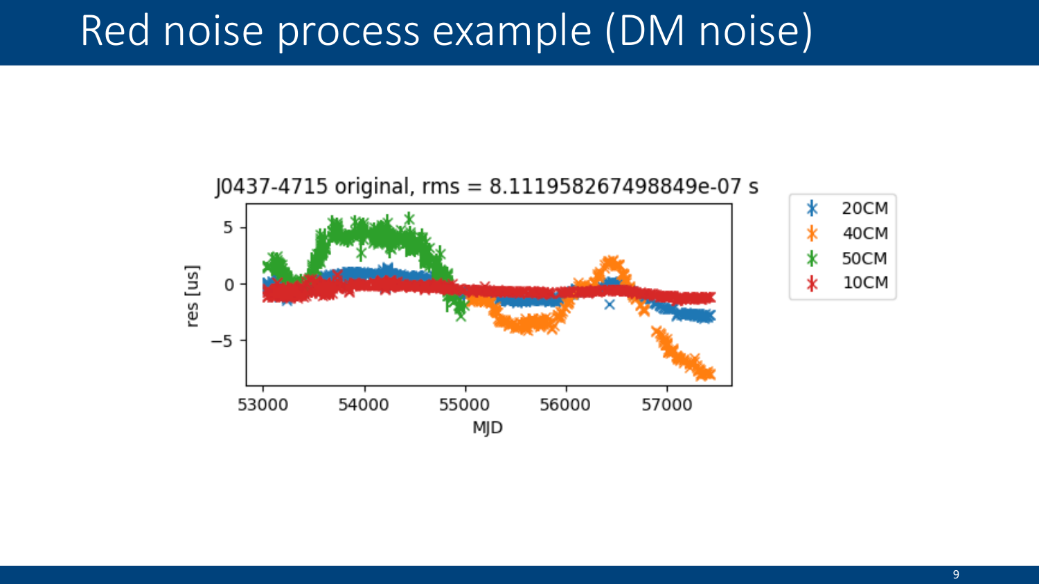# Red noise process example (DM noise)

J0437-4715 original, rms = 8.111958267498849e-07 s

res [us]

5

0

−5

53000

54000

55000

56000

57000

MJD

20CM

40CM

50CM

10CM